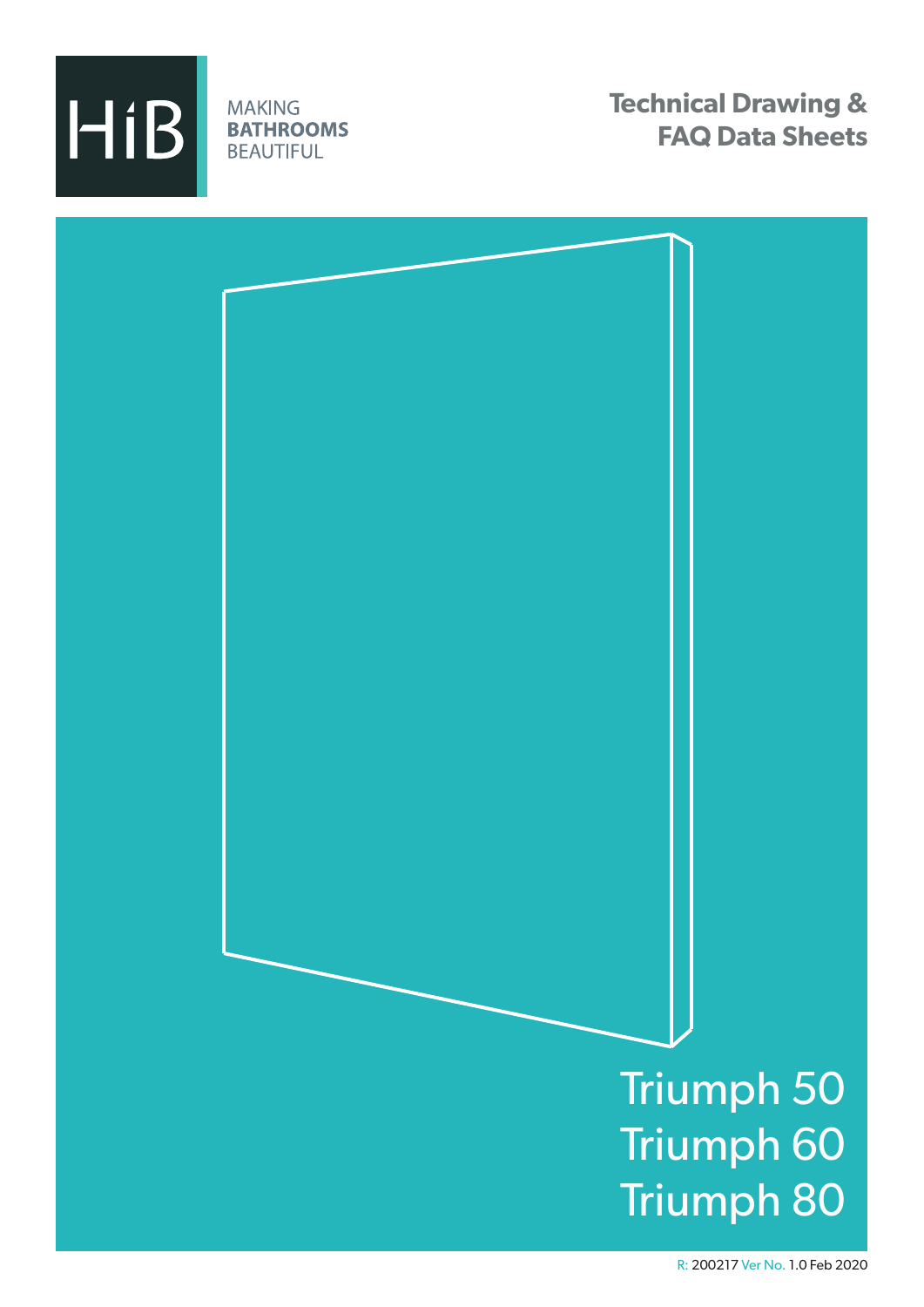HiB

MAKING
**BATHROOMS**
BEAUTIFUL

# Technical Drawing & FAQ Data Sheets

## Triumph 50
## Triumph 60
## Triumph 80

R: 200217 Ver No. 1.0 Feb 2020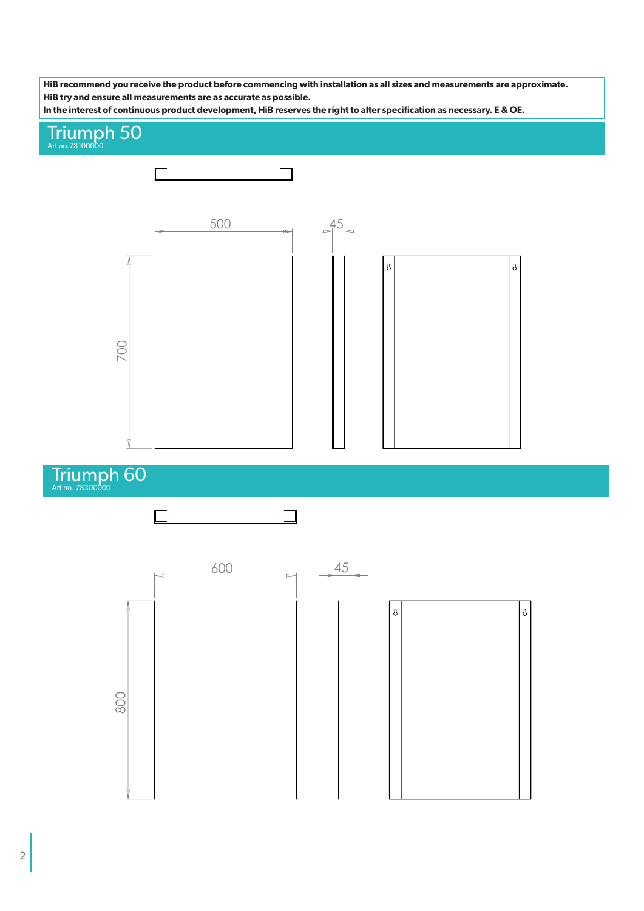**HiB recommend you receive the product before commencing with installation as all sizes and measurements are approximate.**
**HiB try and ensure all measurements are as accurate as possible.**
**In the interest of continuous product development, HiB reserves the right to alter specification as necessary. E & OE.**

## Triumph 50

Art no.78100000

500

45

700

## Triumph 60

Art no. 78300000

600

45

800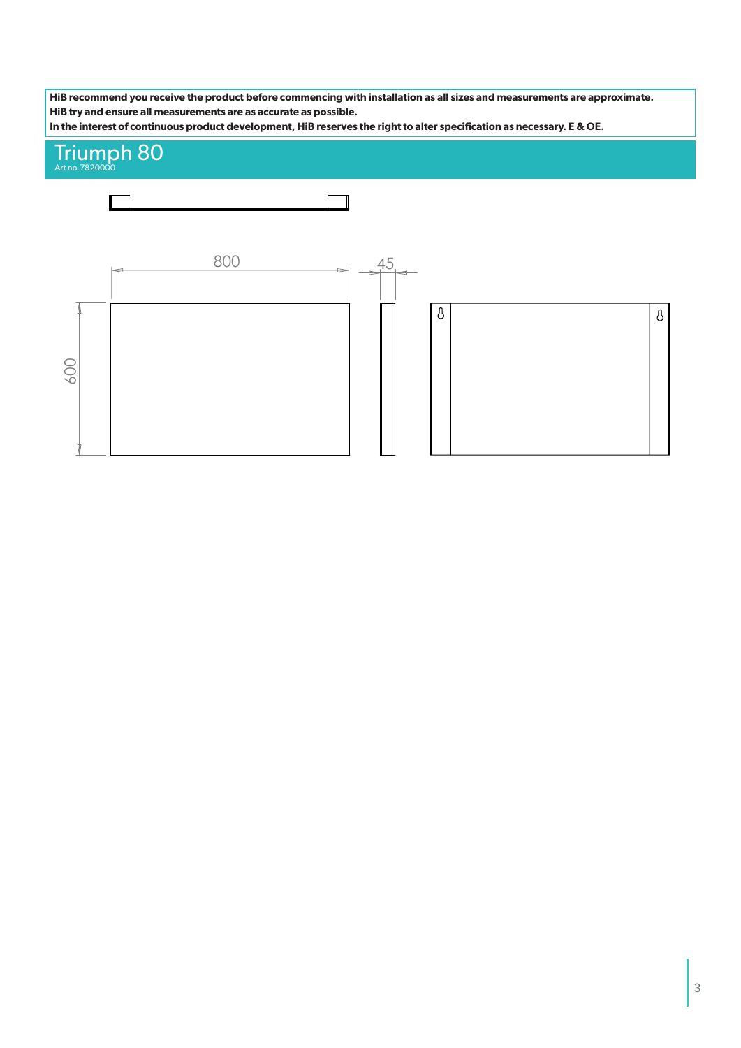**HiB recommend you receive the product before commencing with installation as all sizes and measurements are approximate.**
**HiB try and ensure all measurements are as accurate as possible.**
**In the interest of continuous product development, HiB reserves the right to alter specification as necessary. E & OE.**

# Triumph 80

Art no.7820000

800

45

600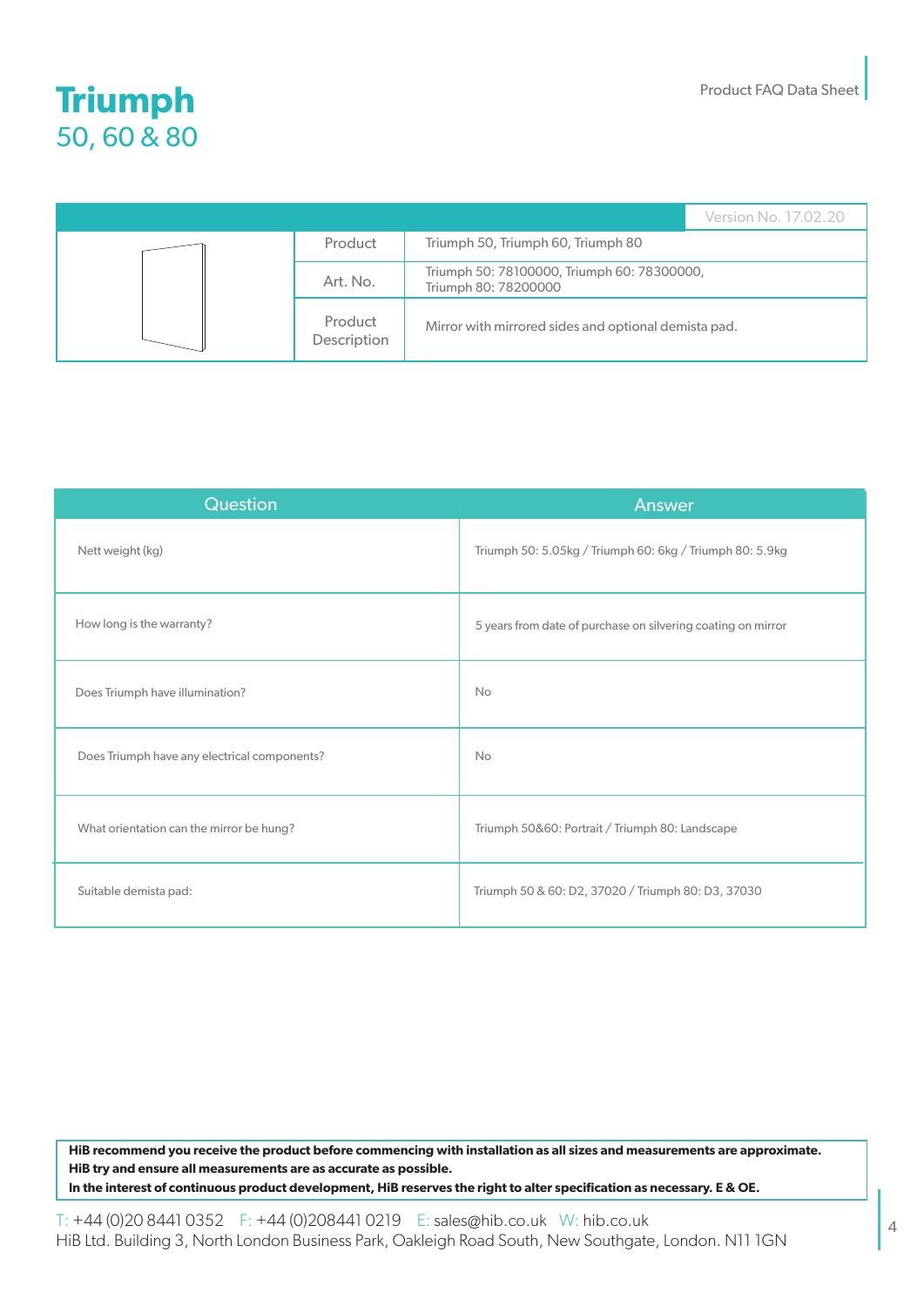# Triumph
## 50, 60 & 80

Product FAQ Data Sheet

| | | Version No. 17.02.20 |
|---|---|---|
| | Product | Triumph 50, Triumph 60, Triumph 80 |
| | Art. No. | Triumph 50: 78100000, Triumph 60: 78300000, Triumph 80: 78200000 |
| | Product Description | Mirror with mirrored sides and optional demista pad. |

| Question | Answer |
|---|---|
| Nett weight (kg) | Triumph 50: 5.05kg / Triumph 60: 6kg / Triumph 80: 5.9kg |
| How long is the warranty? | 5 years from date of purchase on silvering coating on mirror |
| Does Triumph have illumination? | No |
| Does Triumph have any electrical components? | No |
| What orientation can the mirror be hung? | Triumph 50&60: Portrait / Triumph 80: Landscape |
| Suitable demista pad: | Triumph 50 & 60: D2, 37020 / Triumph 80: D3, 37030 |

**HiB recommend you receive the product before commencing with installation as all sizes and measurements are approximate.**
**HiB try and ensure all measurements are as accurate as possible.**
**In the interest of continuous product development, HiB reserves the right to alter specification as necessary. E & OE.**

T: +44 (0)20 8441 0352 F: +44 (0)208441 0219 E: sales@hib.co.uk W: hib.co.uk
HiB Ltd. Building 3, North London Business Park, Oakleigh Road South, New Southgate, London. N11 1GN